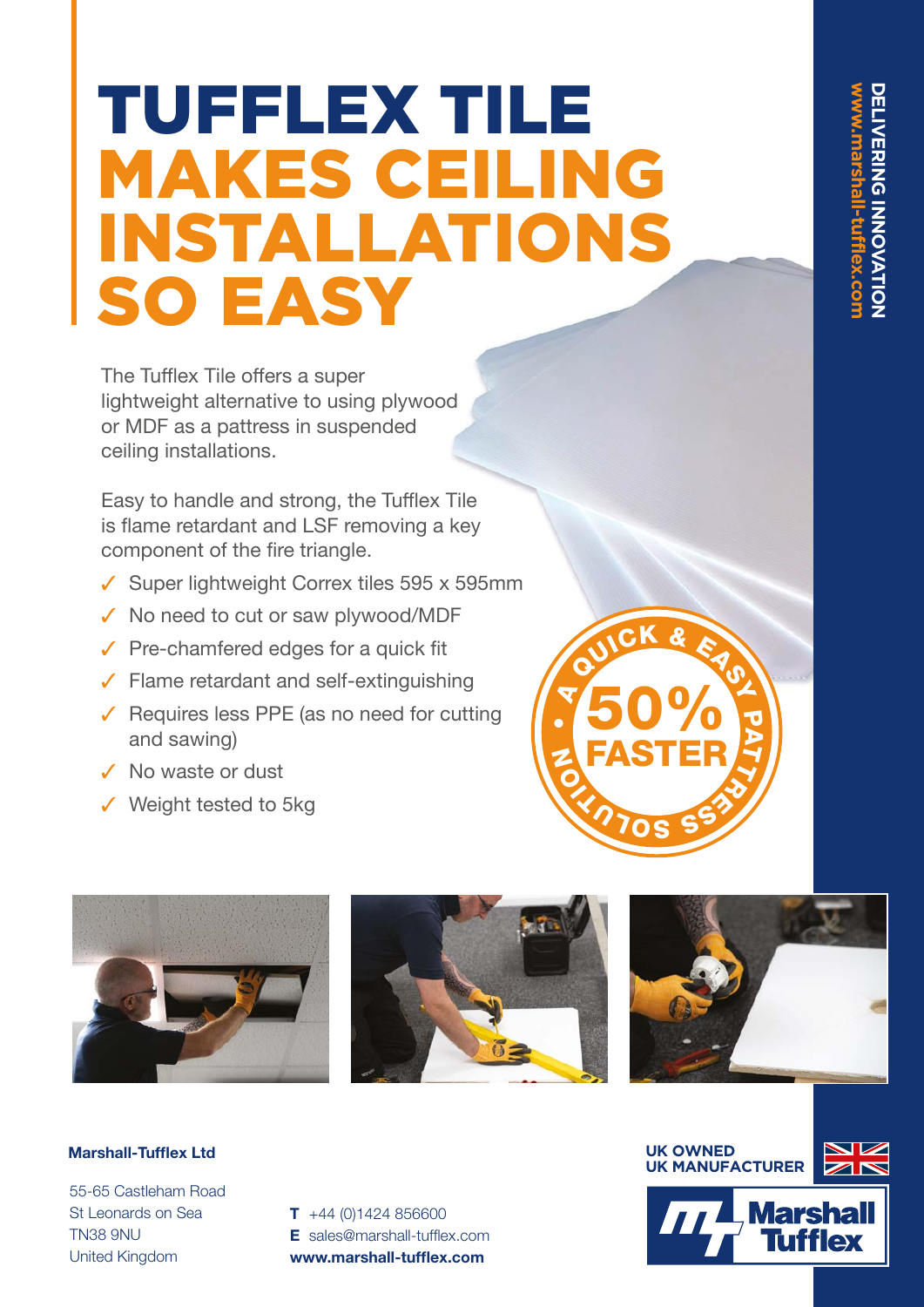# TUFFLEX TILE MAKES CEILING INSTALLATIONS SO EASY

DELIVERING INNOVATION
www.marshall-tufflex.com

The Tufflex Tile offers a super lightweight alternative to using plywood or MDF as a pattress in suspended ceiling installations.

Easy to handle and strong, the Tufflex Tile is flame retardant and LSF removing a key component of the fire triangle.

- ✓ Super lightweight Correx tiles 595 x 595mm
- ✓ No need to cut or saw plywood/MDF
- ✓ Pre-chamfered edges for a quick fit
- ✓ Flame retardant and self-extinguishing
- ✓ Requires less PPE (as no need for cutting and sawing)
- ✓ No waste or dust
- ✓ Weight tested to 5kg

A QUICK & EASY PATTRESS SOLUTION • 50% FASTER

**Marshall-Tufflex Ltd**

55-65 Castleham Road
St Leonards on Sea
TN38 9NU
United Kingdom

**T** +44 (0)1424 856600
**E** sales@marshall-tufflex.com
**www.marshall-tufflex.com**

UK OWNED
UK MANUFACTURER

Marshall Tufflex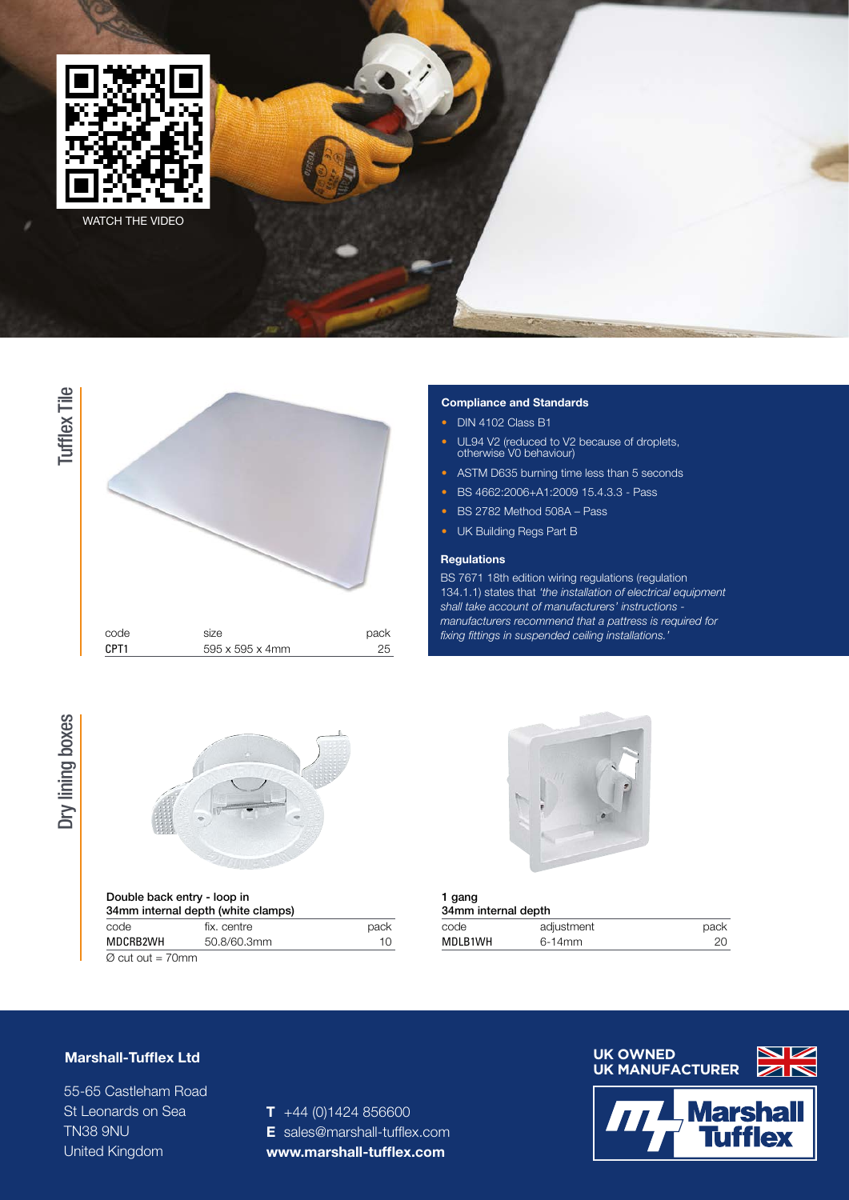WATCH THE VIDEO

## Tufflex Tile

| code | size | pack |
|---|---|---|
| CPT1 | 595 x 595 x 4mm | 25 |

### Compliance and Standards

- DIN 4102 Class B1
- UL94 V2 (reduced to V2 because of droplets, otherwise V0 behaviour)
- ASTM D635 burning time less than 5 seconds
- BS 4662:2006+A1:2009 15.4.3.3 - Pass
- BS 2782 Method 508A – Pass
- UK Building Regs Part B

### Regulations

BS 7671 18th edition wiring regulations (regulation 134.1.1) states that *'the installation of electrical equipment shall take account of manufacturers' instructions - manufacturers recommend that a pattress is required for fixing fittings in suspended ceiling installations.'*

## Dry lining boxes

**Double back entry - loop in**
**34mm internal depth (white clamps)**

| code | fix. centre | pack |
|---|---|---|
| MDCRB2WH | 50.8/60.3mm | 10 |

Ø cut out = 70mm

**1 gang**
**34mm internal depth**

| code | adjustment | pack |
|---|---|---|
| MDLB1WH | 6-14mm | 20 |

**Marshall-Tufflex Ltd**

55-65 Castleham Road
St Leonards on Sea
TN38 9NU
United Kingdom

**T** +44 (0)1424 856600
**E** sales@marshall-tufflex.com
**www.marshall-tufflex.com**

**UK OWNED**
**UK MANUFACTURER**

Marshall Tufflex